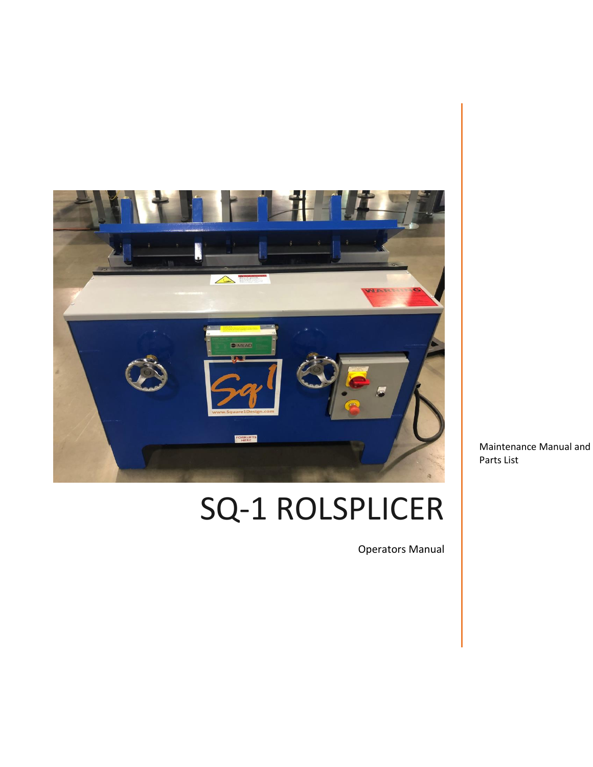# SQ-1 ROLSPLICER

Operators Manual

Maintenance Manual and Parts List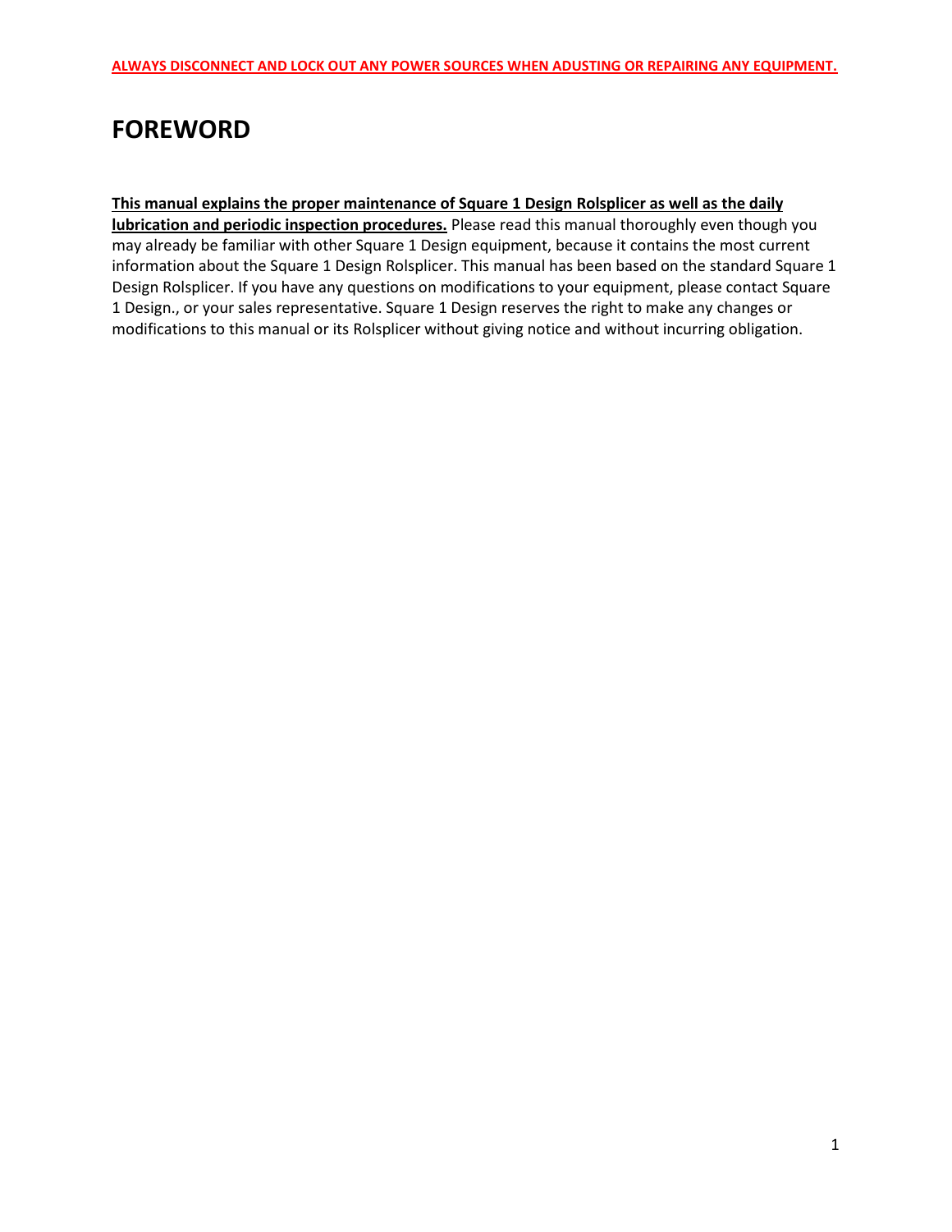**ALWAYS DISCONNECT AND LOCK OUT ANY POWER SOURCES WHEN ADUSTING OR REPAIRING ANY EQUIPMENT.**

# FOREWORD

**This manual explains the proper maintenance of Square 1 Design Rolsplicer as well as the daily lubrication and periodic inspection procedures.** Please read this manual thoroughly even though you may already be familiar with other Square 1 Design equipment, because it contains the most current information about the Square 1 Design Rolsplicer. This manual has been based on the standard Square 1 Design Rolsplicer. If you have any questions on modifications to your equipment, please contact Square 1 Design., or your sales representative. Square 1 Design reserves the right to make any changes or modifications to this manual or its Rolsplicer without giving notice and without incurring obligation.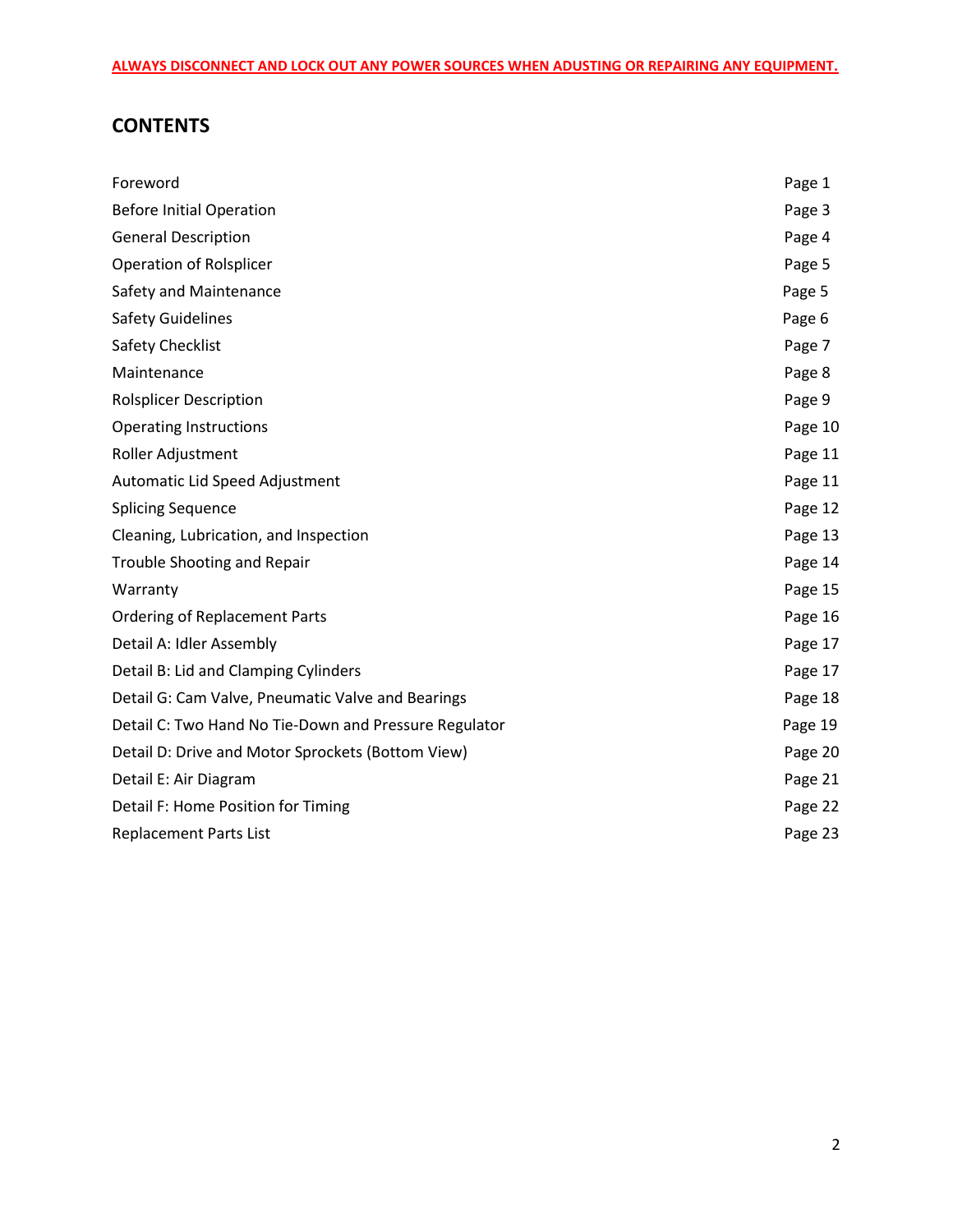**ALWAYS DISCONNECT AND LOCK OUT ANY POWER SOURCES WHEN ADUSTING OR REPAIRING ANY EQUIPMENT.**

## CONTENTS

| | |
|---|---|
| Foreword | Page 1 |
| Before Initial Operation | Page 3 |
| General Description | Page 4 |
| Operation of Rolsplicer | Page 5 |
| Safety and Maintenance | Page 5 |
| Safety Guidelines | Page 6 |
| Safety Checklist | Page 7 |
| Maintenance | Page 8 |
| Rolsplicer Description | Page 9 |
| Operating Instructions | Page 10 |
| Roller Adjustment | Page 11 |
| Automatic Lid Speed Adjustment | Page 11 |
| Splicing Sequence | Page 12 |
| Cleaning, Lubrication, and Inspection | Page 13 |
| Trouble Shooting and Repair | Page 14 |
| Warranty | Page 15 |
| Ordering of Replacement Parts | Page 16 |
| Detail A: Idler Assembly | Page 17 |
| Detail B: Lid and Clamping Cylinders | Page 17 |
| Detail G: Cam Valve, Pneumatic Valve and Bearings | Page 18 |
| Detail C: Two Hand No Tie-Down and Pressure Regulator | Page 19 |
| Detail D: Drive and Motor Sprockets (Bottom View) | Page 20 |
| Detail E: Air Diagram | Page 21 |
| Detail F: Home Position for Timing | Page 22 |
| Replacement Parts List | Page 23 |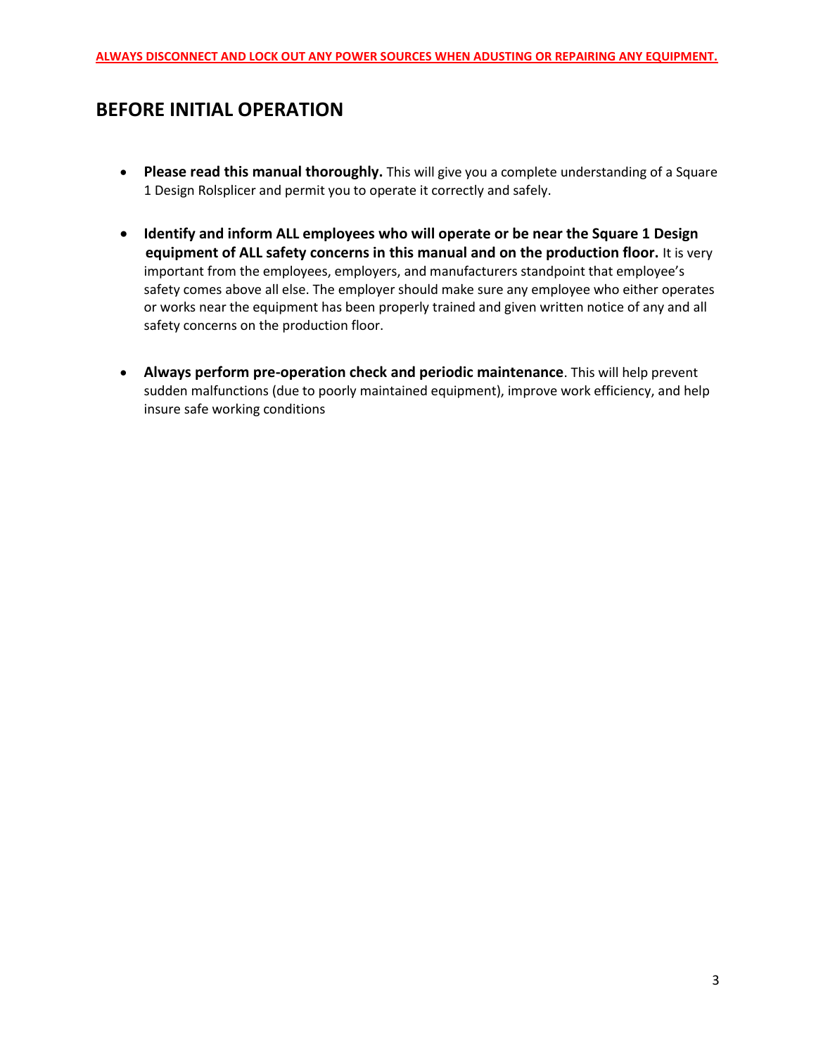**ALWAYS DISCONNECT AND LOCK OUT ANY POWER SOURCES WHEN ADUSTING OR REPAIRING ANY EQUIPMENT.**

## BEFORE INITIAL OPERATION

- **Please read this manual thoroughly.** This will give you a complete understanding of a Square 1 Design Rolsplicer and permit you to operate it correctly and safely.

- **Identify and inform ALL employees who will operate or be near the Square 1 Design equipment of ALL safety concerns in this manual and on the production floor.** It is very important from the employees, employers, and manufacturers standpoint that employee's safety comes above all else. The employer should make sure any employee who either operates or works near the equipment has been properly trained and given written notice of any and all safety concerns on the production floor.

- **Always perform pre-operation check and periodic maintenance**. This will help prevent sudden malfunctions (due to poorly maintained equipment), improve work efficiency, and help insure safe working conditions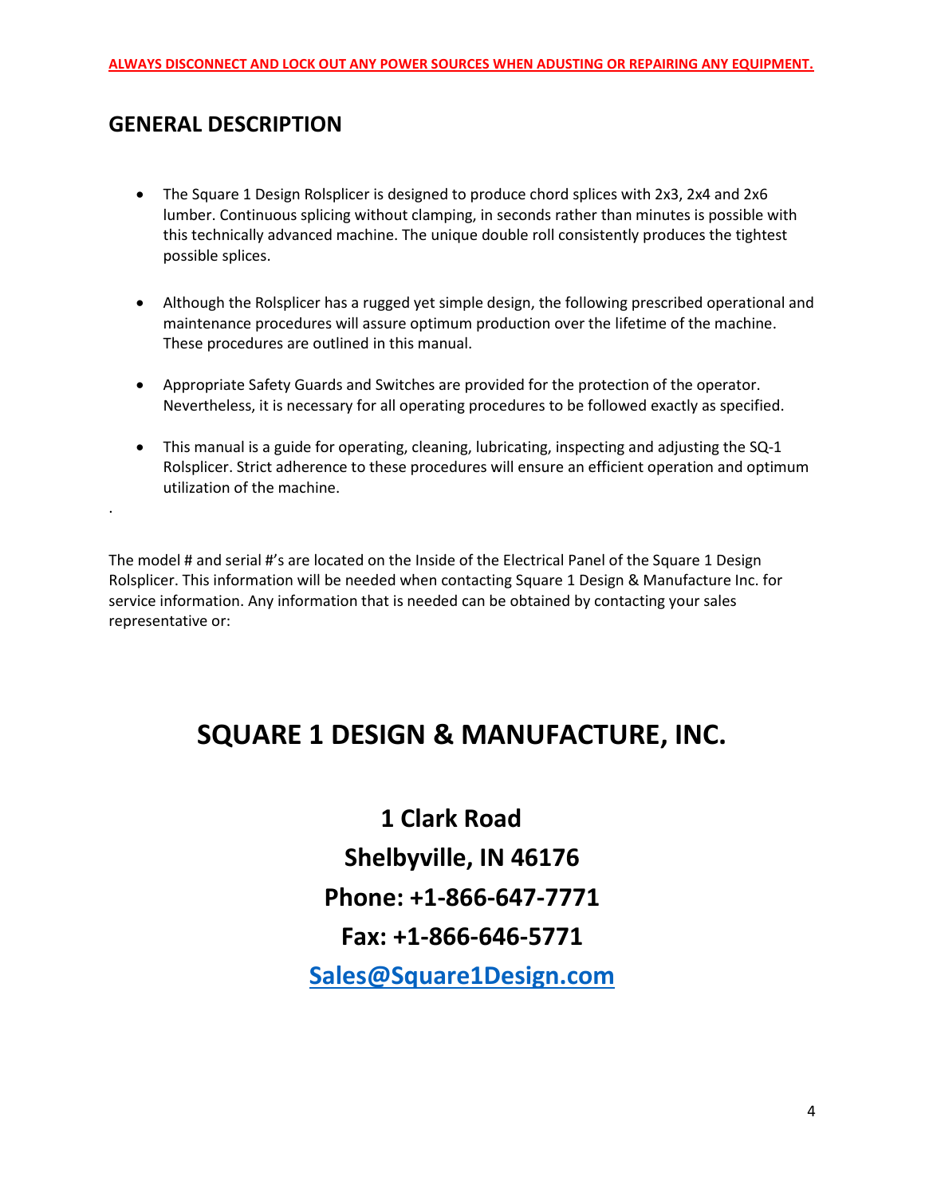**ALWAYS DISCONNECT AND LOCK OUT ANY POWER SOURCES WHEN ADUSTING OR REPAIRING ANY EQUIPMENT.**

## GENERAL DESCRIPTION

- The Square 1 Design Rolsplicer is designed to produce chord splices with 2x3, 2x4 and 2x6 lumber. Continuous splicing without clamping, in seconds rather than minutes is possible with this technically advanced machine. The unique double roll consistently produces the tightest possible splices.
- Although the Rolsplicer has a rugged yet simple design, the following prescribed operational and maintenance procedures will assure optimum production over the lifetime of the machine. These procedures are outlined in this manual.
- Appropriate Safety Guards and Switches are provided for the protection of the operator. Nevertheless, it is necessary for all operating procedures to be followed exactly as specified.
- This manual is a guide for operating, cleaning, lubricating, inspecting and adjusting the SQ-1 Rolsplicer. Strict adherence to these procedures will ensure an efficient operation and optimum utilization of the machine.

.

The model # and serial #'s are located on the Inside of the Electrical Panel of the Square 1 Design Rolsplicer. This information will be needed when contacting Square 1 Design & Manufacture Inc. for service information. Any information that is needed can be obtained by contacting your sales representative or:

# SQUARE 1 DESIGN & MANUFACTURE, INC.

**1 Clark Road**

**Shelbyville, IN 46176**

**Phone: +1-866-647-7771**

**Fax: +1-866-646-5771**

**Sales@Square1Design.com**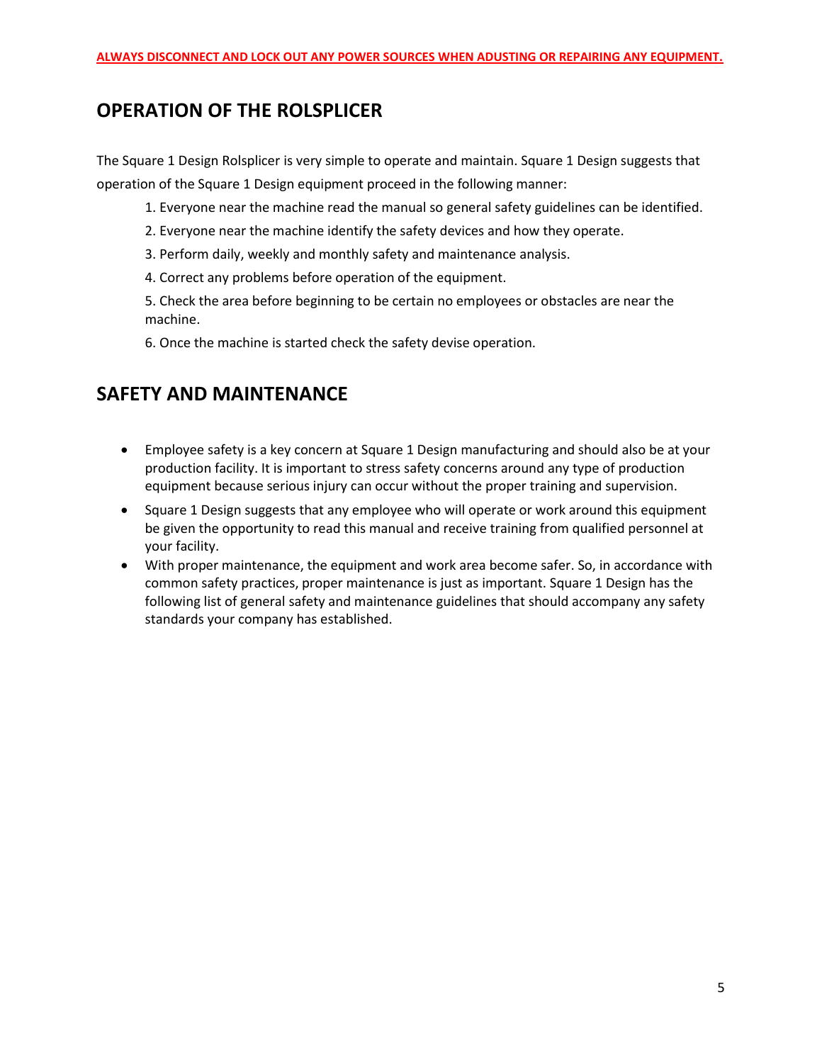**ALWAYS DISCONNECT AND LOCK OUT ANY POWER SOURCES WHEN ADUSTING OR REPAIRING ANY EQUIPMENT.**

## OPERATION OF THE ROLSPLICER

The Square 1 Design Rolsplicer is very simple to operate and maintain. Square 1 Design suggests that operation of the Square 1 Design equipment proceed in the following manner:

1. Everyone near the machine read the manual so general safety guidelines can be identified.
2. Everyone near the machine identify the safety devices and how they operate.
3. Perform daily, weekly and monthly safety and maintenance analysis.
4. Correct any problems before operation of the equipment.
5. Check the area before beginning to be certain no employees or obstacles are near the machine.
6. Once the machine is started check the safety devise operation.

## SAFETY AND MAINTENANCE

- Employee safety is a key concern at Square 1 Design manufacturing and should also be at your production facility. It is important to stress safety concerns around any type of production equipment because serious injury can occur without the proper training and supervision.
- Square 1 Design suggests that any employee who will operate or work around this equipment be given the opportunity to read this manual and receive training from qualified personnel at your facility.
- With proper maintenance, the equipment and work area become safer. So, in accordance with common safety practices, proper maintenance is just as important. Square 1 Design has the following list of general safety and maintenance guidelines that should accompany any safety standards your company has established.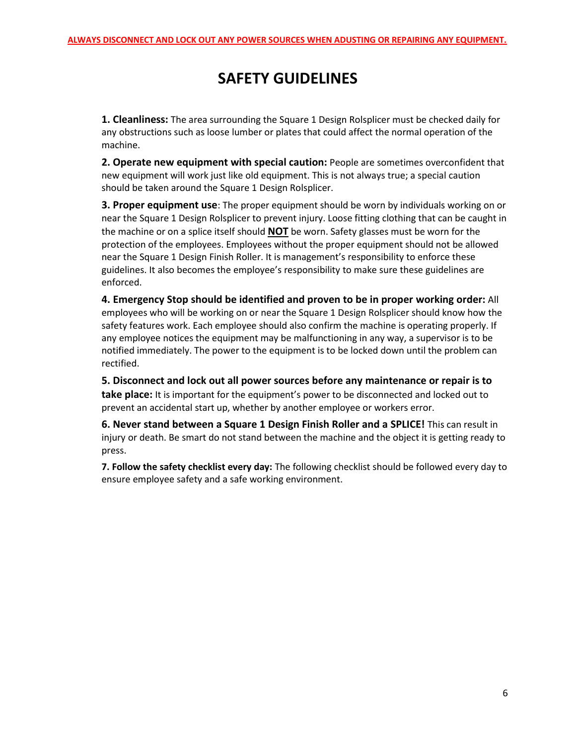**ALWAYS DISCONNECT AND LOCK OUT ANY POWER SOURCES WHEN ADUSTING OR REPAIRING ANY EQUIPMENT.**

# SAFETY GUIDELINES

**1. Cleanliness:** The area surrounding the Square 1 Design Rolsplicer must be checked daily for any obstructions such as loose lumber or plates that could affect the normal operation of the machine.

**2. Operate new equipment with special caution:** People are sometimes overconfident that new equipment will work just like old equipment. This is not always true; a special caution should be taken around the Square 1 Design Rolsplicer.

**3. Proper equipment use**: The proper equipment should be worn by individuals working on or near the Square 1 Design Rolsplicer to prevent injury. Loose fitting clothing that can be caught in the machine or on a splice itself should **NOT** be worn. Safety glasses must be worn for the protection of the employees. Employees without the proper equipment should not be allowed near the Square 1 Design Finish Roller. It is management's responsibility to enforce these guidelines. It also becomes the employee's responsibility to make sure these guidelines are enforced.

**4. Emergency Stop should be identified and proven to be in proper working order:** All employees who will be working on or near the Square 1 Design Rolsplicer should know how the safety features work. Each employee should also confirm the machine is operating properly. If any employee notices the equipment may be malfunctioning in any way, a supervisor is to be notified immediately. The power to the equipment is to be locked down until the problem can rectified.

**5. Disconnect and lock out all power sources before any maintenance or repair is to take place:** It is important for the equipment's power to be disconnected and locked out to prevent an accidental start up, whether by another employee or workers error.

**6. Never stand between a Square 1 Design Finish Roller and a SPLICE!** This can result in injury or death. Be smart do not stand between the machine and the object it is getting ready to press.

**7. Follow the safety checklist every day:** The following checklist should be followed every day to ensure employee safety and a safe working environment.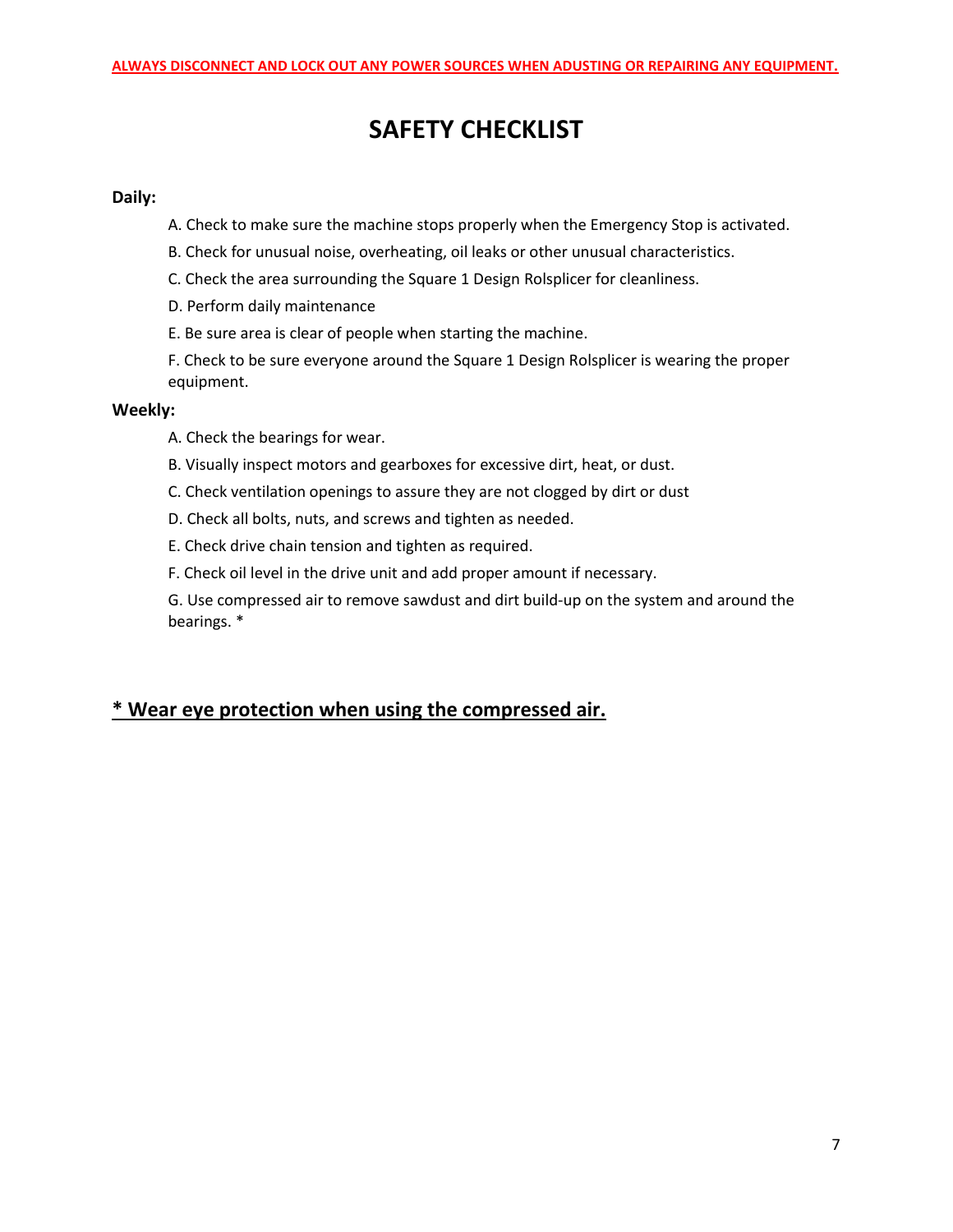**ALWAYS DISCONNECT AND LOCK OUT ANY POWER SOURCES WHEN ADUSTING OR REPAIRING ANY EQUIPMENT.**

# SAFETY CHECKLIST

**Daily:**

A. Check to make sure the machine stops properly when the Emergency Stop is activated.

B. Check for unusual noise, overheating, oil leaks or other unusual characteristics.

C. Check the area surrounding the Square 1 Design Rolsplicer for cleanliness.

D. Perform daily maintenance

E. Be sure area is clear of people when starting the machine.

F. Check to be sure everyone around the Square 1 Design Rolsplicer is wearing the proper equipment.

**Weekly:**

A. Check the bearings for wear.

B. Visually inspect motors and gearboxes for excessive dirt, heat, or dust.

C. Check ventilation openings to assure they are not clogged by dirt or dust

D. Check all bolts, nuts, and screws and tighten as needed.

E. Check drive chain tension and tighten as required.

F. Check oil level in the drive unit and add proper amount if necessary.

G. Use compressed air to remove sawdust and dirt build-up on the system and around the bearings. *

## * Wear eye protection when using the compressed air.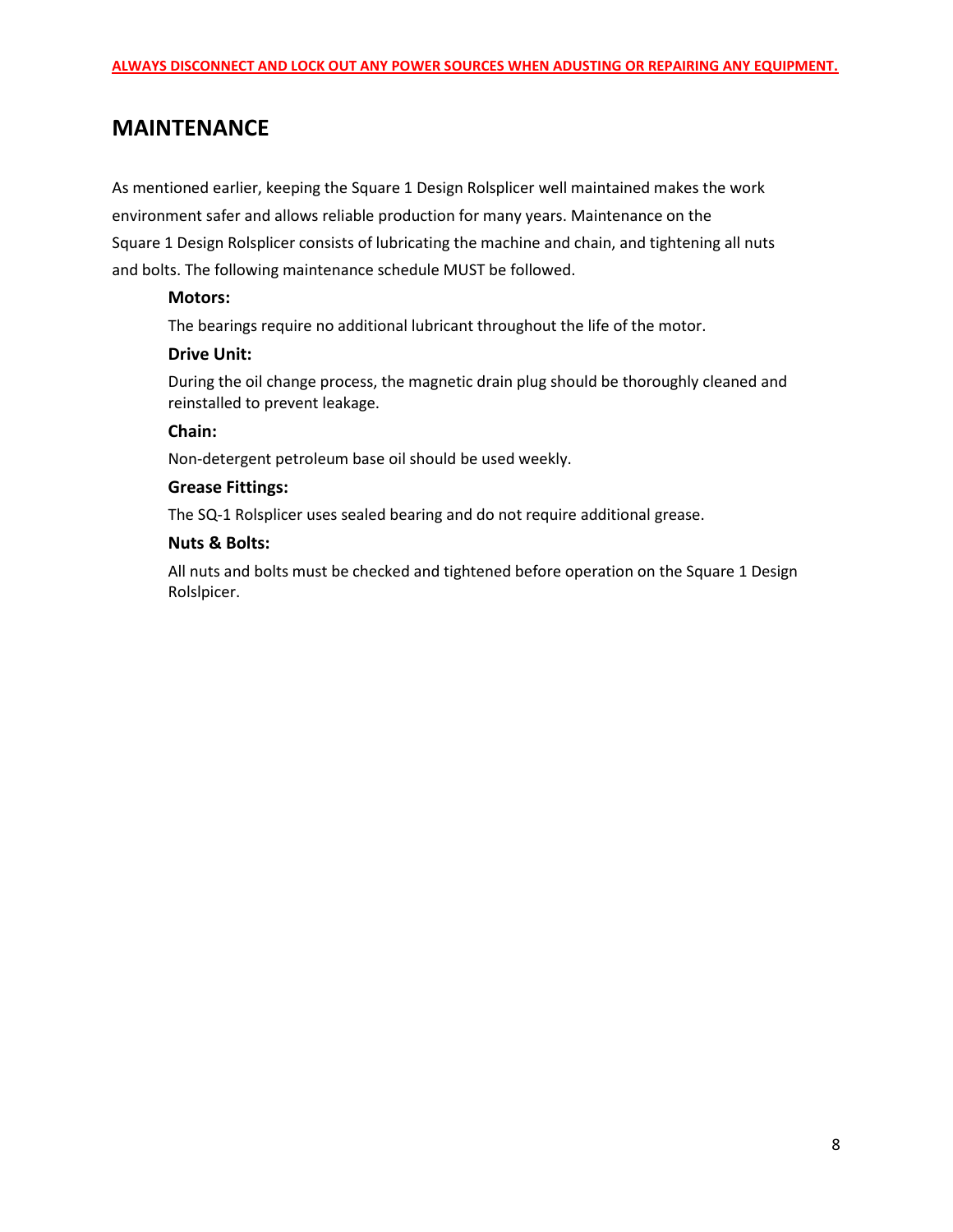**ALWAYS DISCONNECT AND LOCK OUT ANY POWER SOURCES WHEN ADUSTING OR REPAIRING ANY EQUIPMENT.**

## MAINTENANCE

As mentioned earlier, keeping the Square 1 Design Rolsplicer well maintained makes the work environment safer and allows reliable production for many years. Maintenance on the Square 1 Design Rolsplicer consists of lubricating the machine and chain, and tightening all nuts and bolts. The following maintenance schedule MUST be followed.

**Motors:**

The bearings require no additional lubricant throughout the life of the motor.

**Drive Unit:**

During the oil change process, the magnetic drain plug should be thoroughly cleaned and reinstalled to prevent leakage.

**Chain:**

Non-detergent petroleum base oil should be used weekly.

**Grease Fittings:**

The SQ-1 Rolsplicer uses sealed bearing and do not require additional grease.

**Nuts & Bolts:**

All nuts and bolts must be checked and tightened before operation on the Square 1 Design Rolslpicer.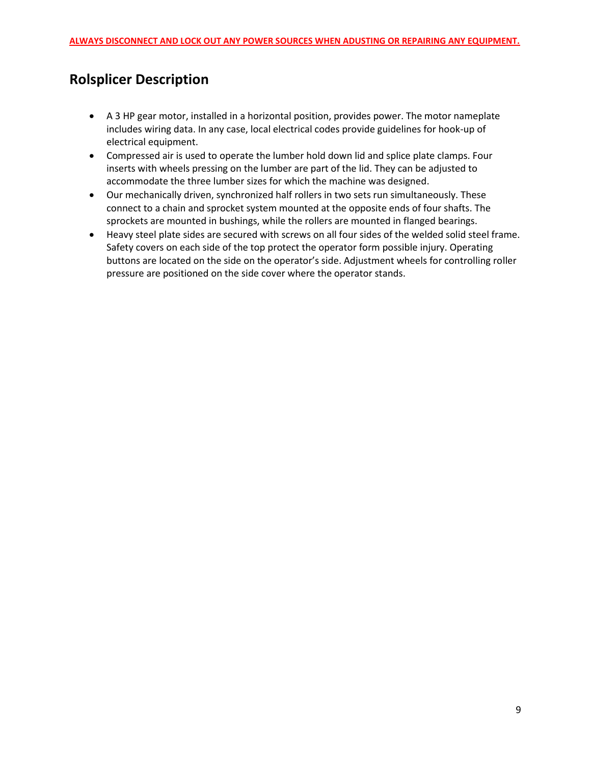**ALWAYS DISCONNECT AND LOCK OUT ANY POWER SOURCES WHEN ADUSTING OR REPAIRING ANY EQUIPMENT.**

## Rolsplicer Description

- A 3 HP gear motor, installed in a horizontal position, provides power. The motor nameplate includes wiring data. In any case, local electrical codes provide guidelines for hook-up of electrical equipment.
- Compressed air is used to operate the lumber hold down lid and splice plate clamps. Four inserts with wheels pressing on the lumber are part of the lid. They can be adjusted to accommodate the three lumber sizes for which the machine was designed.
- Our mechanically driven, synchronized half rollers in two sets run simultaneously. These connect to a chain and sprocket system mounted at the opposite ends of four shafts. The sprockets are mounted in bushings, while the rollers are mounted in flanged bearings.
- Heavy steel plate sides are secured with screws on all four sides of the welded solid steel frame. Safety covers on each side of the top protect the operator form possible injury. Operating buttons are located on the side on the operator's side. Adjustment wheels for controlling roller pressure are positioned on the side cover where the operator stands.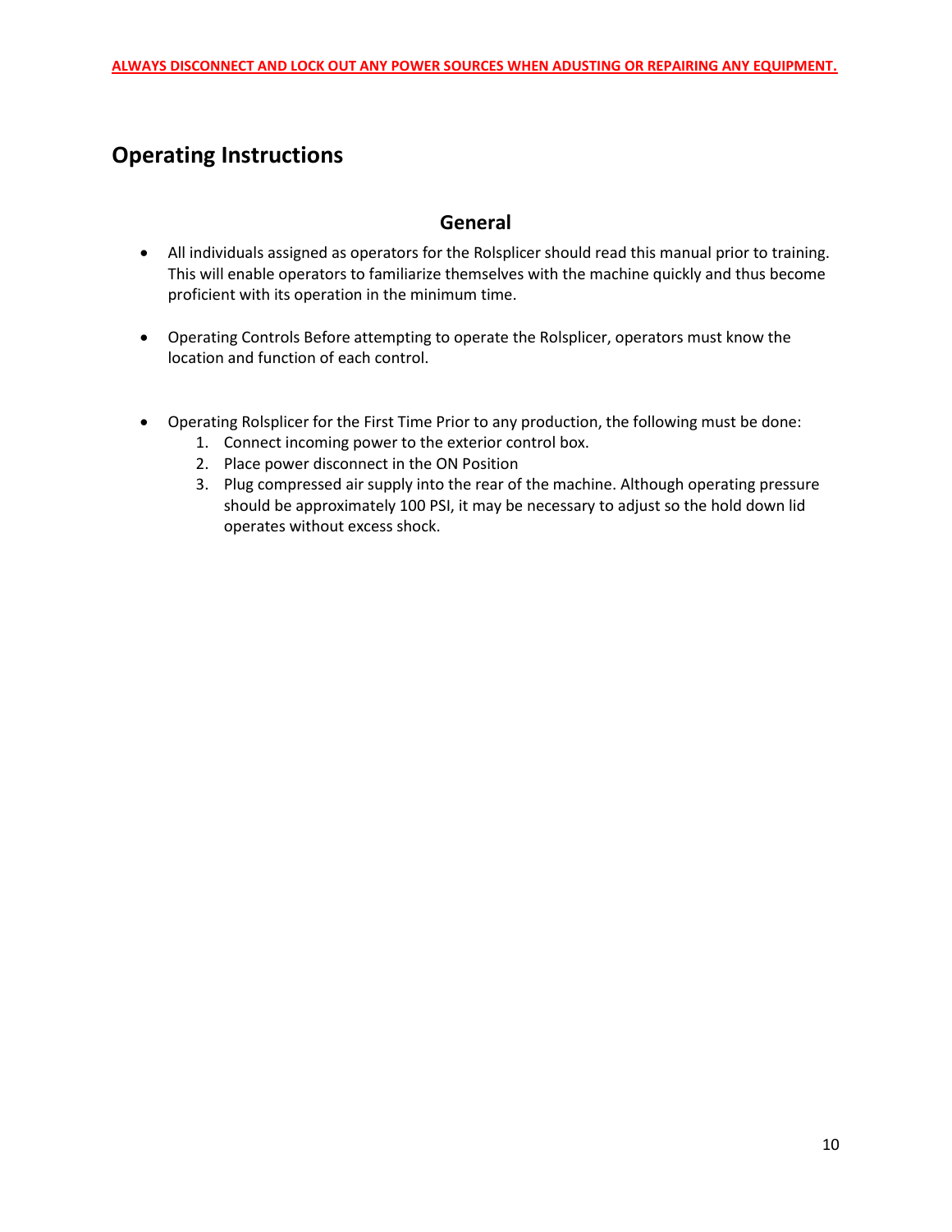**ALWAYS DISCONNECT AND LOCK OUT ANY POWER SOURCES WHEN ADUSTING OR REPAIRING ANY EQUIPMENT.**

# Operating Instructions

## General

- All individuals assigned as operators for the Rolsplicer should read this manual prior to training. This will enable operators to familiarize themselves with the machine quickly and thus become proficient with its operation in the minimum time.

- Operating Controls Before attempting to operate the Rolsplicer, operators must know the location and function of each control.

- Operating Rolsplicer for the First Time Prior to any production, the following must be done:
  1. Connect incoming power to the exterior control box.
  2. Place power disconnect in the ON Position
  3. Plug compressed air supply into the rear of the machine. Although operating pressure should be approximately 100 PSI, it may be necessary to adjust so the hold down lid operates without excess shock.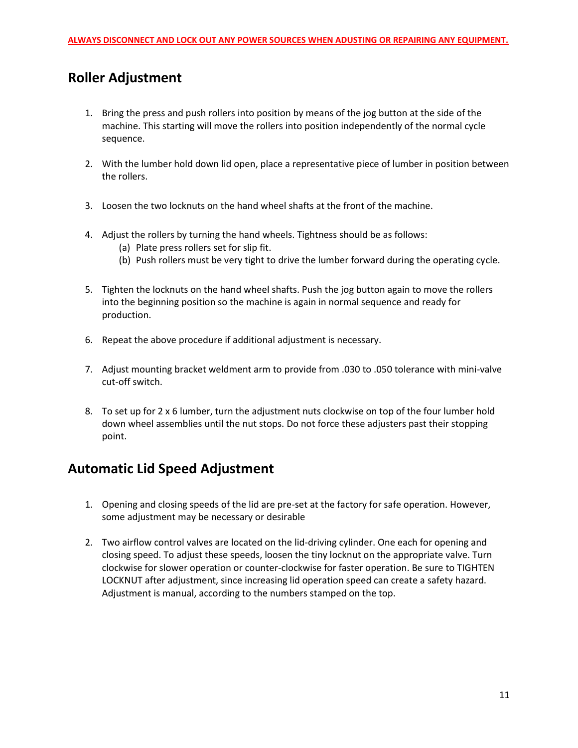**ALWAYS DISCONNECT AND LOCK OUT ANY POWER SOURCES WHEN ADUSTING OR REPAIRING ANY EQUIPMENT.**

## Roller Adjustment

1. Bring the press and push rollers into position by means of the jog button at the side of the machine. This starting will move the rollers into position independently of the normal cycle sequence.

2. With the lumber hold down lid open, place a representative piece of lumber in position between the rollers.

3. Loosen the two locknuts on the hand wheel shafts at the front of the machine.

4. Adjust the rollers by turning the hand wheels. Tightness should be as follows:
   (a) Plate press rollers set for slip fit.
   (b) Push rollers must be very tight to drive the lumber forward during the operating cycle.

5. Tighten the locknuts on the hand wheel shafts. Push the jog button again to move the rollers into the beginning position so the machine is again in normal sequence and ready for production.

6. Repeat the above procedure if additional adjustment is necessary.

7. Adjust mounting bracket weldment arm to provide from .030 to .050 tolerance with mini-valve cut-off switch.

8. To set up for 2 x 6 lumber, turn the adjustment nuts clockwise on top of the four lumber hold down wheel assemblies until the nut stops. Do not force these adjusters past their stopping point.

## Automatic Lid Speed Adjustment

1. Opening and closing speeds of the lid are pre-set at the factory for safe operation. However, some adjustment may be necessary or desirable

2. Two airflow control valves are located on the lid-driving cylinder. One each for opening and closing speed. To adjust these speeds, loosen the tiny locknut on the appropriate valve. Turn clockwise for slower operation or counter-clockwise for faster operation. Be sure to TIGHTEN LOCKNUT after adjustment, since increasing lid operation speed can create a safety hazard. Adjustment is manual, according to the numbers stamped on the top.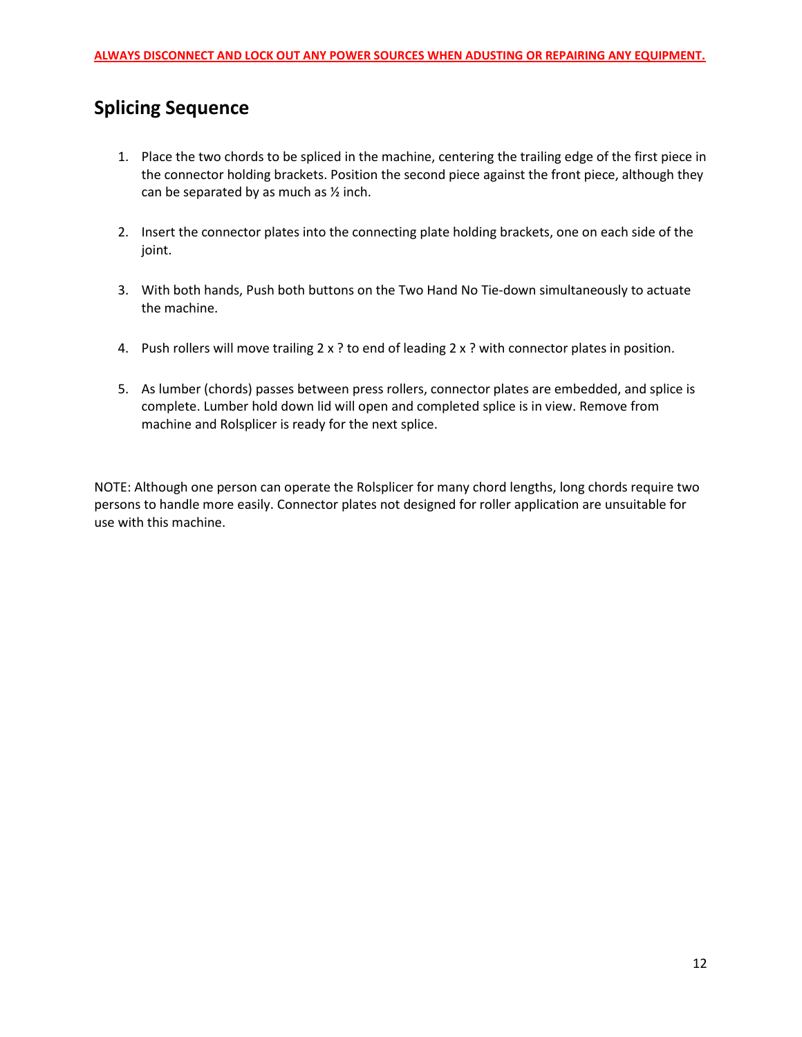**ALWAYS DISCONNECT AND LOCK OUT ANY POWER SOURCES WHEN ADUSTING OR REPAIRING ANY EQUIPMENT.**

## Splicing Sequence

1. Place the two chords to be spliced in the machine, centering the trailing edge of the first piece in the connector holding brackets. Position the second piece against the front piece, although they can be separated by as much as ½ inch.

2. Insert the connector plates into the connecting plate holding brackets, one on each side of the joint.

3. With both hands, Push both buttons on the Two Hand No Tie-down simultaneously to actuate the machine.

4. Push rollers will move trailing 2 x ? to end of leading 2 x ? with connector plates in position.

5. As lumber (chords) passes between press rollers, connector plates are embedded, and splice is complete. Lumber hold down lid will open and completed splice is in view. Remove from machine and Rolsplicer is ready for the next splice.

NOTE: Although one person can operate the Rolsplicer for many chord lengths, long chords require two persons to handle more easily. Connector plates not designed for roller application are unsuitable for use with this machine.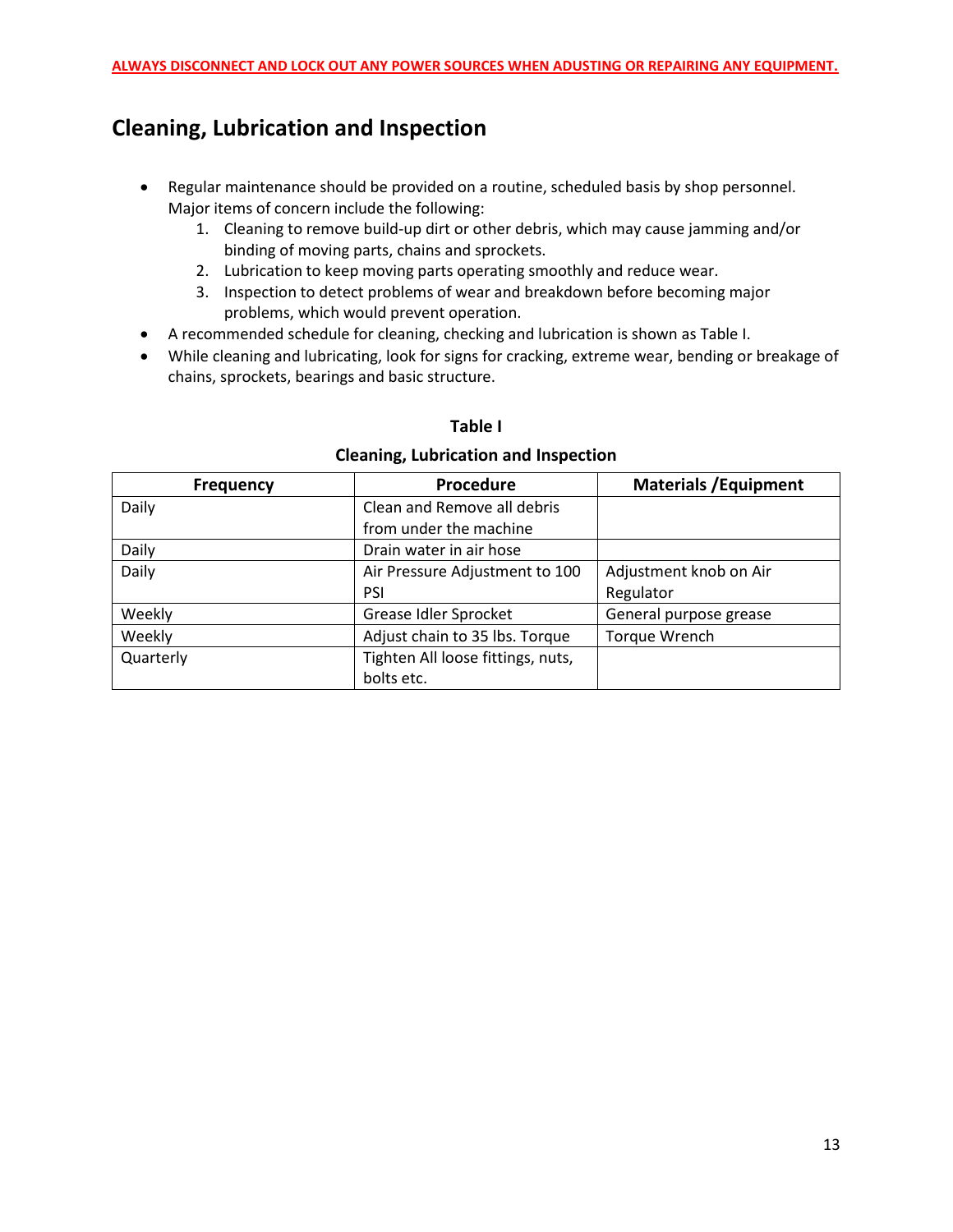**ALWAYS DISCONNECT AND LOCK OUT ANY POWER SOURCES WHEN ADUSTING OR REPAIRING ANY EQUIPMENT.**

## Cleaning, Lubrication and Inspection

- Regular maintenance should be provided on a routine, scheduled basis by shop personnel. Major items of concern include the following:
  1. Cleaning to remove build-up dirt or other debris, which may cause jamming and/or binding of moving parts, chains and sprockets.
  2. Lubrication to keep moving parts operating smoothly and reduce wear.
  3. Inspection to detect problems of wear and breakdown before becoming major problems, which would prevent operation.
- A recommended schedule for cleaning, checking and lubrication is shown as Table I.
- While cleaning and lubricating, look for signs for cracking, extreme wear, bending or breakage of chains, sprockets, bearings and basic structure.

**Table I**

**Cleaning, Lubrication and Inspection**

| Frequency | Procedure | Materials /Equipment |
|---|---|---|
| Daily | Clean and Remove all debris from under the machine | |
| Daily | Drain water in air hose | |
| Daily | Air Pressure Adjustment to 100 PSI | Adjustment knob on Air Regulator |
| Weekly | Grease Idler Sprocket | General purpose grease |
| Weekly | Adjust chain to 35 lbs. Torque | Torque Wrench |
| Quarterly | Tighten All loose fittings, nuts, bolts etc. | |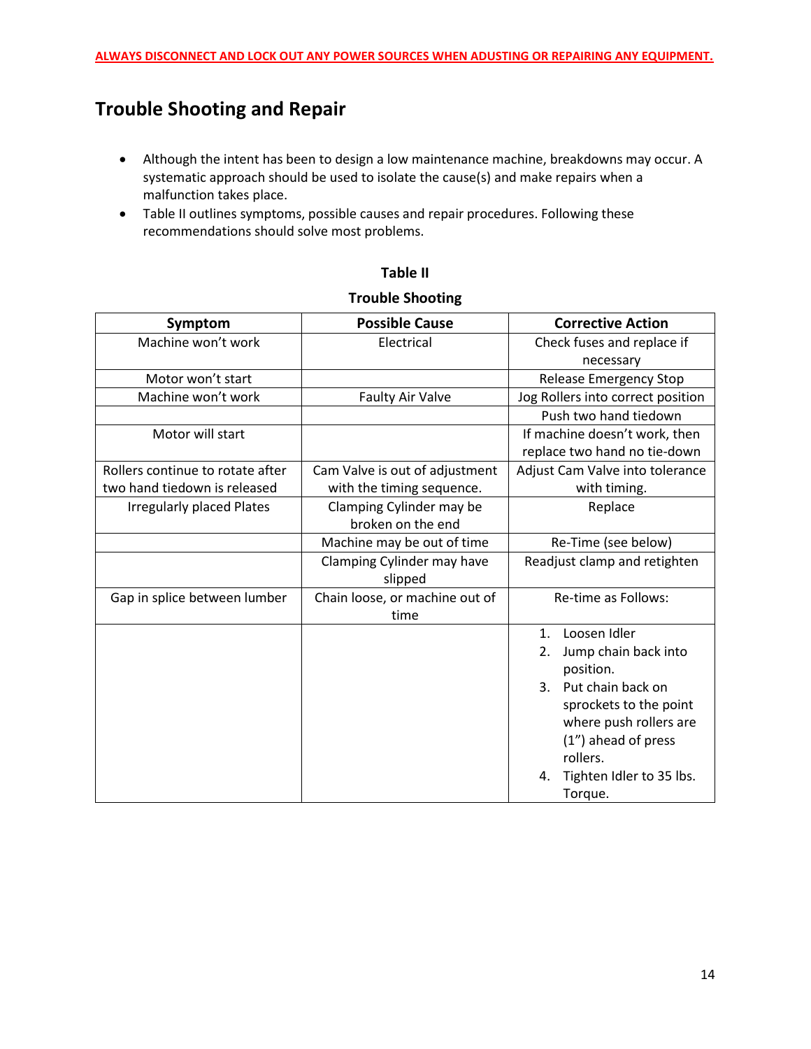**ALWAYS DISCONNECT AND LOCK OUT ANY POWER SOURCES WHEN ADUSTING OR REPAIRING ANY EQUIPMENT.**

## Trouble Shooting and Repair

- Although the intent has been to design a low maintenance machine, breakdowns may occur. A systematic approach should be used to isolate the cause(s) and make repairs when a malfunction takes place.
- Table II outlines symptoms, possible causes and repair procedures. Following these recommendations should solve most problems.

**Table II**

**Trouble Shooting**

| Symptom | Possible Cause | Corrective Action |
|---|---|---|
| Machine won't work | Electrical | Check fuses and replace if necessary |
| Motor won't start | | Release Emergency Stop |
| Machine won't work | Faulty Air Valve | Jog Rollers into correct position |
| | | Push two hand tiedown |
| Motor will start | | If machine doesn't work, then replace two hand no tie-down |
| Rollers continue to rotate after two hand tiedown is released | Cam Valve is out of adjustment with the timing sequence. | Adjust Cam Valve into tolerance with timing. |
| Irregularly placed Plates | Clamping Cylinder may be broken on the end | Replace |
| | Machine may be out of time | Re-Time (see below) |
| | Clamping Cylinder may have slipped | Readjust clamp and retighten |
| Gap in splice between lumber | Chain loose, or machine out of time | Re-time as Follows: |
| | | 1. Loosen Idler<br>2. Jump chain back into position.<br>3. Put chain back on sprockets to the point where push rollers are (1") ahead of press rollers.<br>4. Tighten Idler to 35 lbs. Torque. |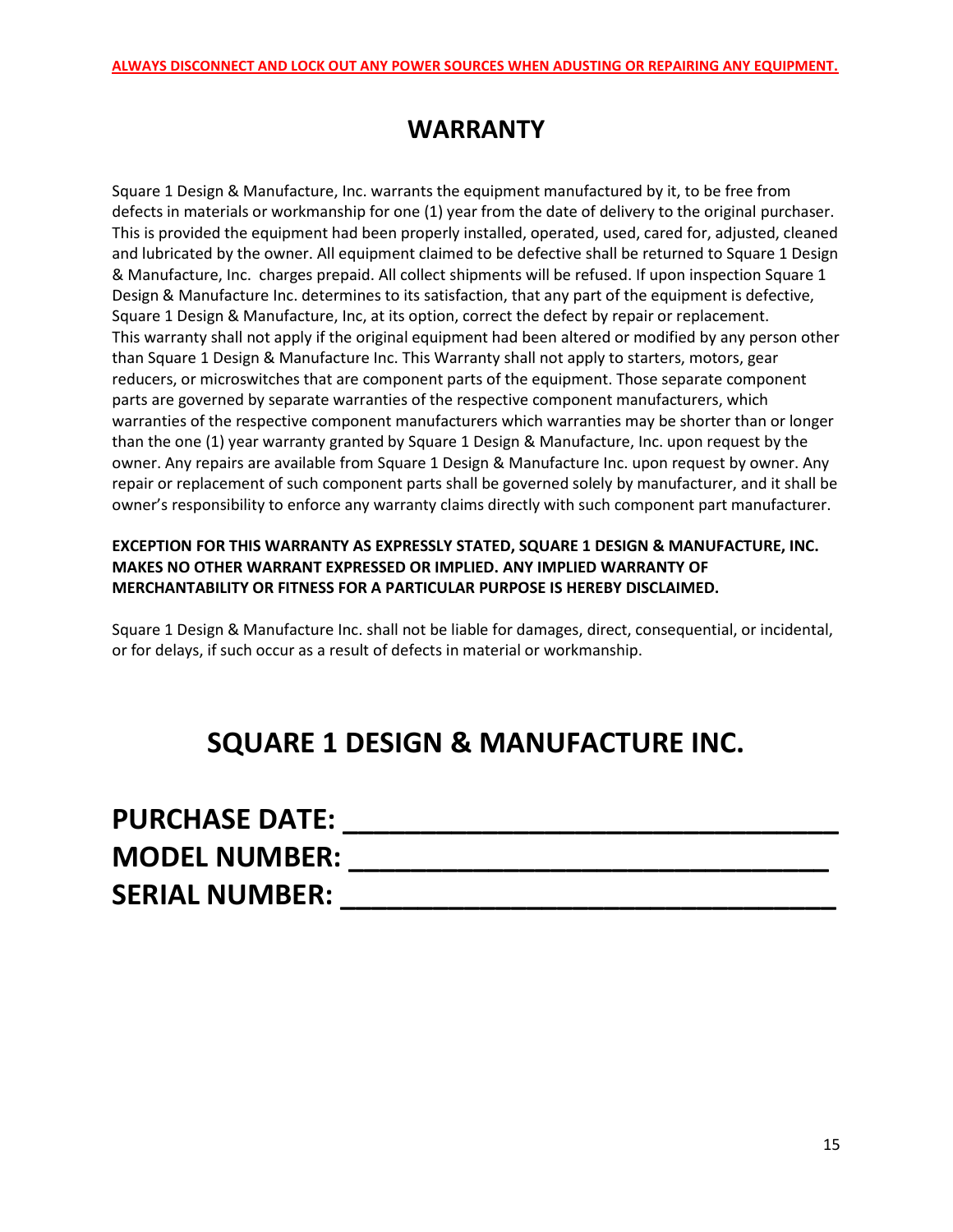**ALWAYS DISCONNECT AND LOCK OUT ANY POWER SOURCES WHEN ADUSTING OR REPAIRING ANY EQUIPMENT.**

# WARRANTY

Square 1 Design & Manufacture, Inc. warrants the equipment manufactured by it, to be free from defects in materials or workmanship for one (1) year from the date of delivery to the original purchaser. This is provided the equipment had been properly installed, operated, used, cared for, adjusted, cleaned and lubricated by the owner. All equipment claimed to be defective shall be returned to Square 1 Design & Manufacture, Inc. charges prepaid. All collect shipments will be refused. If upon inspection Square 1 Design & Manufacture Inc. determines to its satisfaction, that any part of the equipment is defective, Square 1 Design & Manufacture, Inc, at its option, correct the defect by repair or replacement. This warranty shall not apply if the original equipment had been altered or modified by any person other than Square 1 Design & Manufacture Inc. This Warranty shall not apply to starters, motors, gear reducers, or microswitches that are component parts of the equipment. Those separate component parts are governed by separate warranties of the respective component manufacturers, which warranties of the respective component manufacturers which warranties may be shorter than or longer than the one (1) year warranty granted by Square 1 Design & Manufacture, Inc. upon request by the owner. Any repairs are available from Square 1 Design & Manufacture Inc. upon request by owner. Any repair or replacement of such component parts shall be governed solely by manufacturer, and it shall be owner's responsibility to enforce any warranty claims directly with such component part manufacturer.

**EXCEPTION FOR THIS WARRANTY AS EXPRESSLY STATED, SQUARE 1 DESIGN & MANUFACTURE, INC. MAKES NO OTHER WARRANT EXPRESSED OR IMPLIED. ANY IMPLIED WARRANTY OF MERCHANTABILITY OR FITNESS FOR A PARTICULAR PURPOSE IS HEREBY DISCLAIMED.**

Square 1 Design & Manufacture Inc. shall not be liable for damages, direct, consequential, or incidental, or for delays, if such occur as a result of defects in material or workmanship.

# SQUARE 1 DESIGN & MANUFACTURE INC.

**PURCHASE DATE: ______________________________**
**MODEL NUMBER: ______________________________**
**SERIAL NUMBER: ______________________________**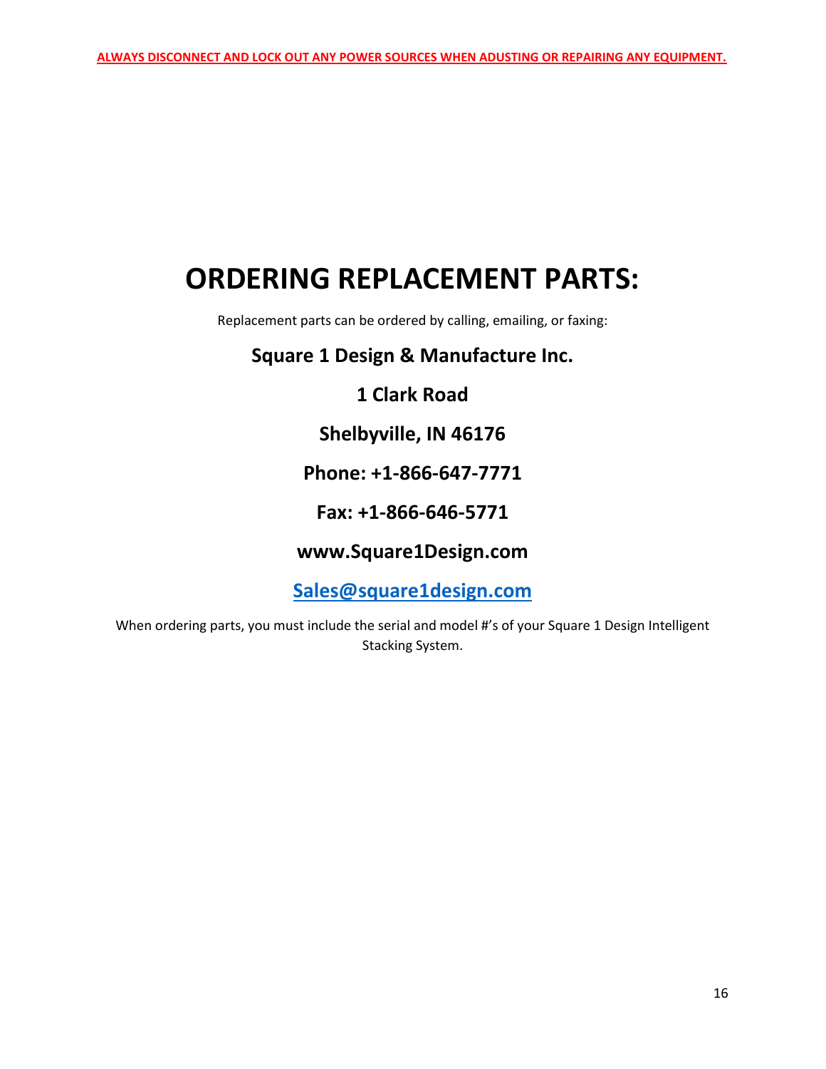**ALWAYS DISCONNECT AND LOCK OUT ANY POWER SOURCES WHEN ADUSTING OR REPAIRING ANY EQUIPMENT.**

# ORDERING REPLACEMENT PARTS:

Replacement parts can be ordered by calling, emailing, or faxing:

**Square 1 Design & Manufacture Inc.**

**1 Clark Road**

**Shelbyville, IN 46176**

**Phone: +1-866-647-7771**

**Fax: +1-866-646-5771**

**www.Square1Design.com**

**Sales@square1design.com**

When ordering parts, you must include the serial and model #'s of your Square 1 Design Intelligent Stacking System.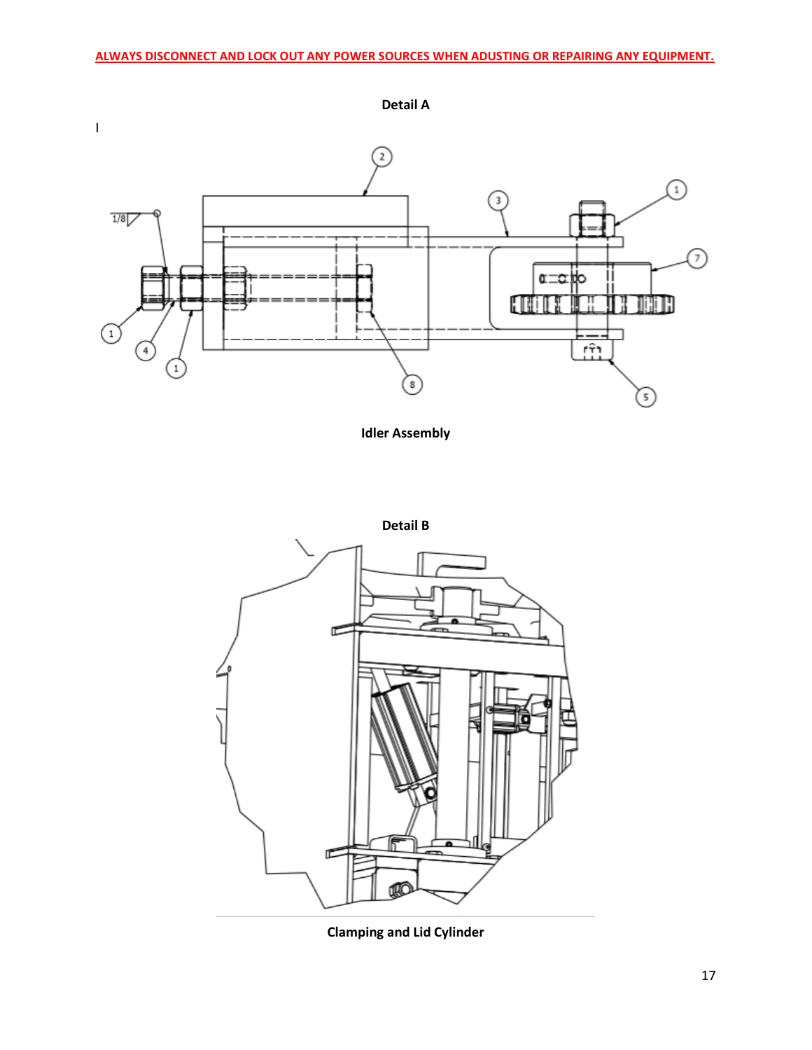**ALWAYS DISCONNECT AND LOCK OUT ANY POWER SOURCES WHEN ADUSTING OR REPAIRING ANY EQUIPMENT.**

**Detail A**

I

**Idler Assembly**

**Detail B**

**Clamping and Lid Cylinder**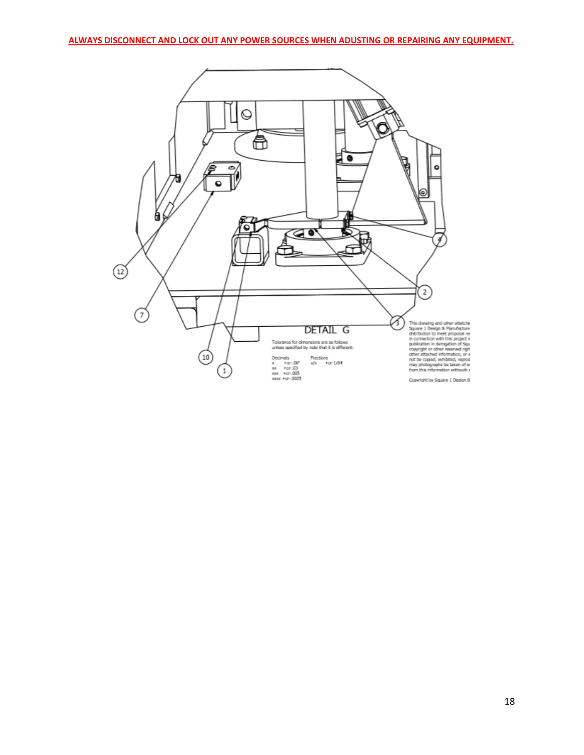**ALWAYS DISCONNECT AND LOCK OUT ANY POWER SOURCES WHEN ADUSTING OR REPAIRING ANY EQUIPMENT.**

DETAIL G

Tolerance for dimensions are as follows unless specified by note that it is different:

| Decimals | | Fractions | |
|---|---|---|---|
| x | +or-.06" | x/x | +or-1/64 |
| xx | +or-.03 | | |
| xxx | +or-.005 | | |
| xxxx | +or-.0005 | | |

This drawing and other attatche Square 1 Design & Manufacture distribution to meet proposal re in connection with this project i publication in derogation of Squ copyright or other reserved righ other attached information, or a not be copied, exhibited, reprod may photographs be taken of a from this information withouth

Copyright by Square 1 Design &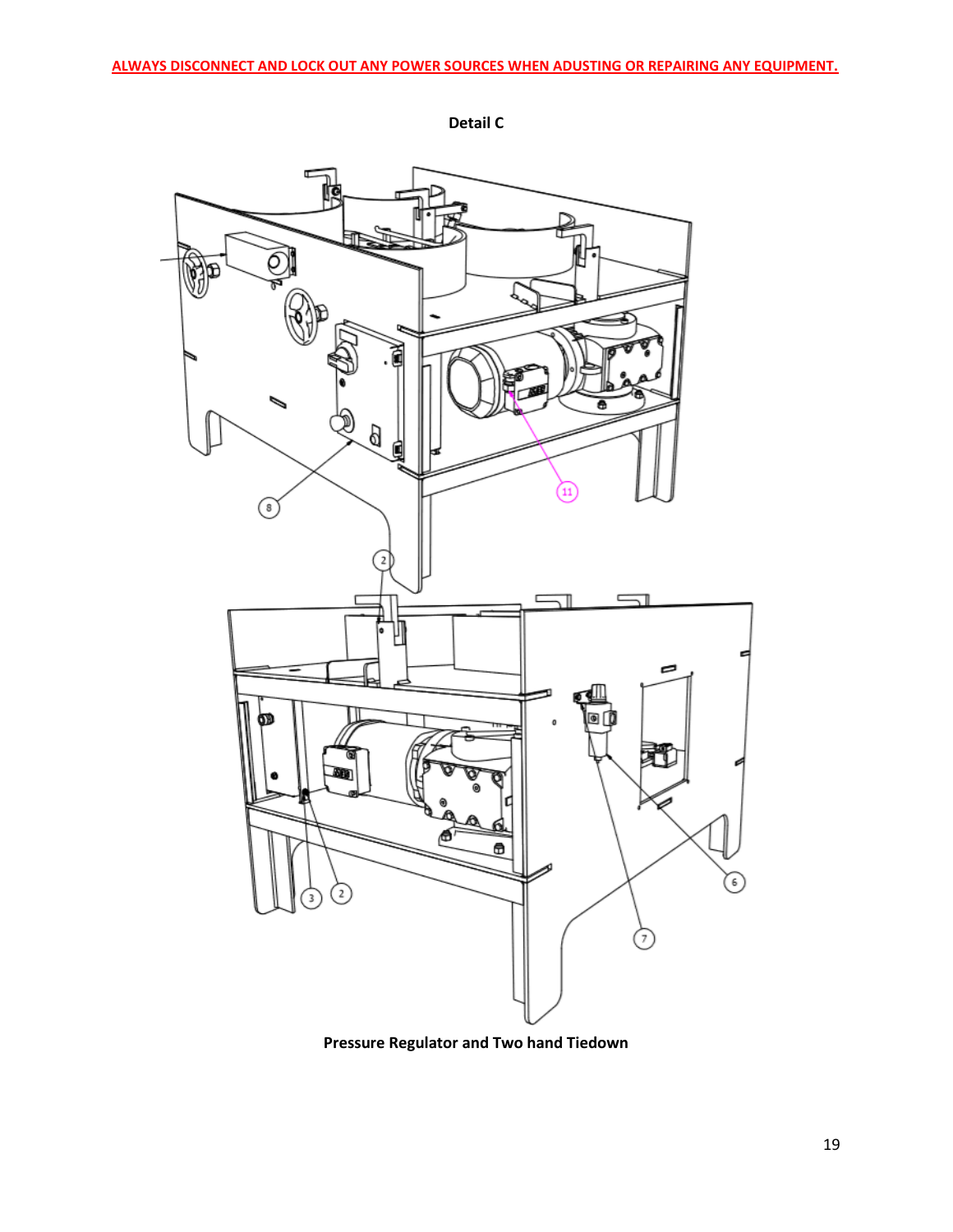**ALWAYS DISCONNECT AND LOCK OUT ANY POWER SOURCES WHEN ADUSTING OR REPAIRING ANY EQUIPMENT.**

**Detail C**

**Pressure Regulator and Two hand Tiedown**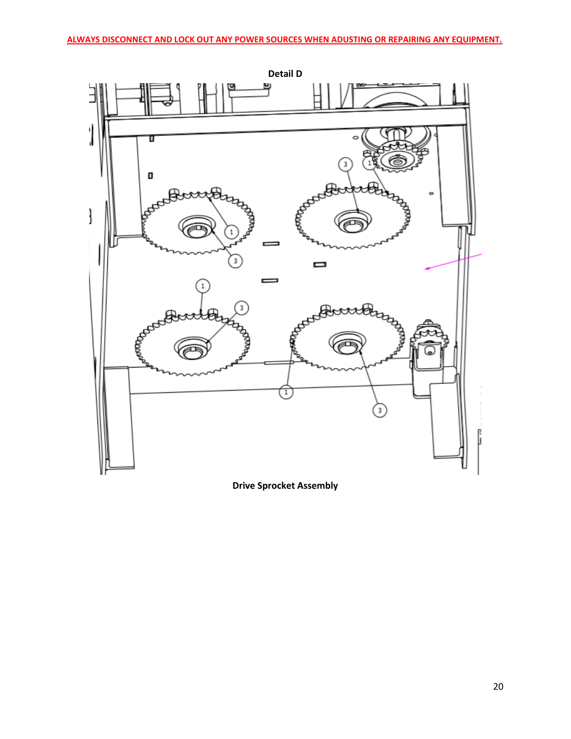**ALWAYS DISCONNECT AND LOCK OUT ANY POWER SOURCES WHEN ADUSTING OR REPAIRING ANY EQUIPMENT.**

**Detail D**

**Drive Sprocket Assembly**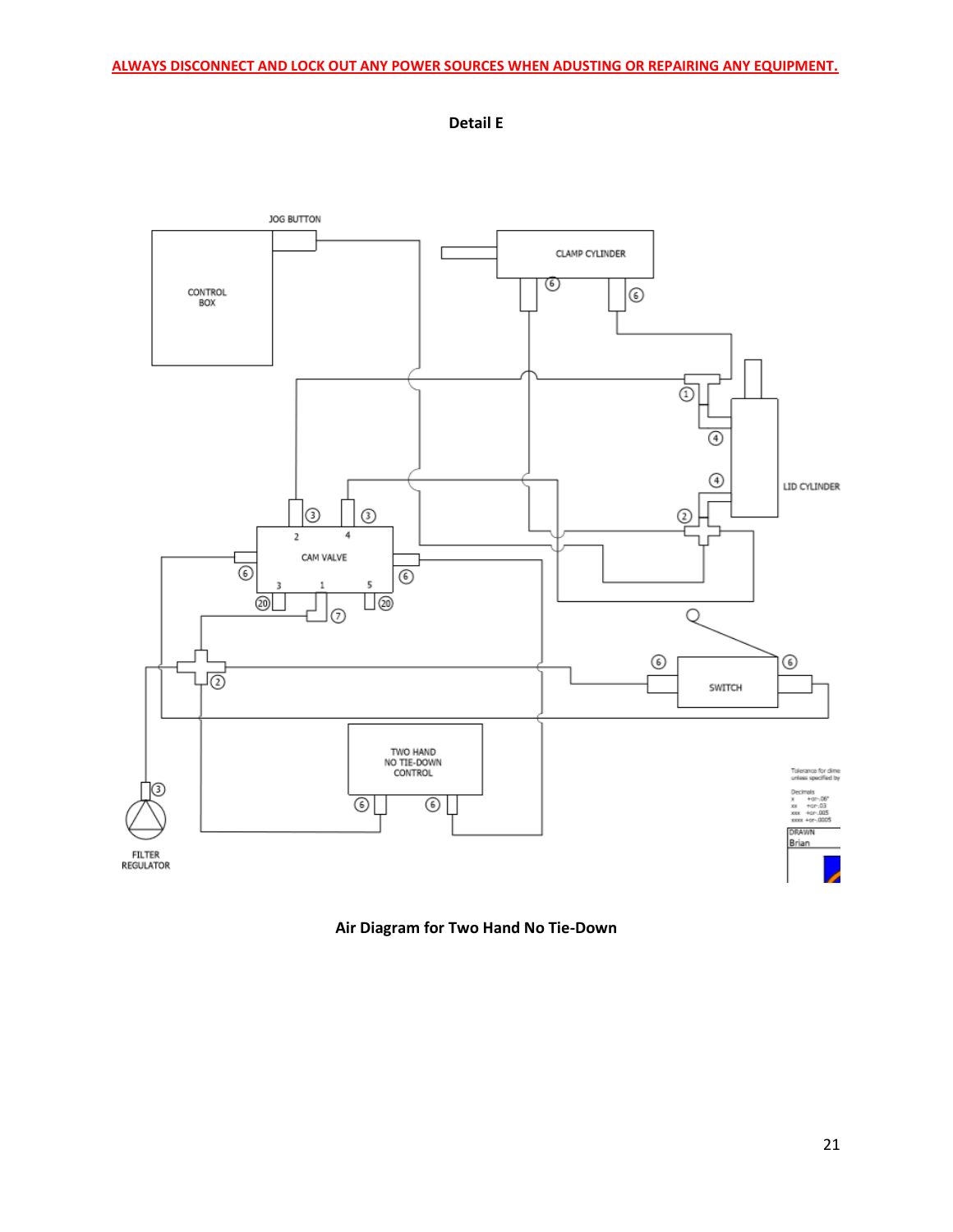**ALWAYS DISCONNECT AND LOCK OUT ANY POWER SOURCES WHEN ADUSTING OR REPAIRING ANY EQUIPMENT.**

**Detail E**

JOG BUTTON

CONTROL BOX

CLAMP CYLINDER

LID CYLINDER

CAM VALVE

SWITCH

TWO HAND NO TIE-DOWN CONTROL

FILTER REGULATOR

**Air Diagram for Two Hand No Tie-Down**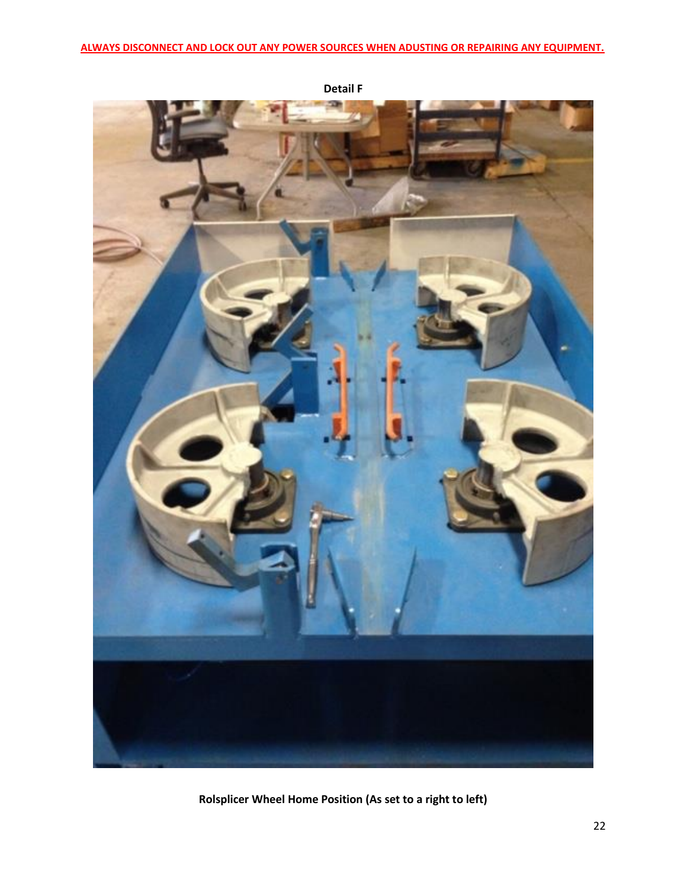**ALWAYS DISCONNECT AND LOCK OUT ANY POWER SOURCES WHEN ADUSTING OR REPAIRING ANY EQUIPMENT.**

**Detail F**

**Rolsplicer Wheel Home Position (As set to a right to left)**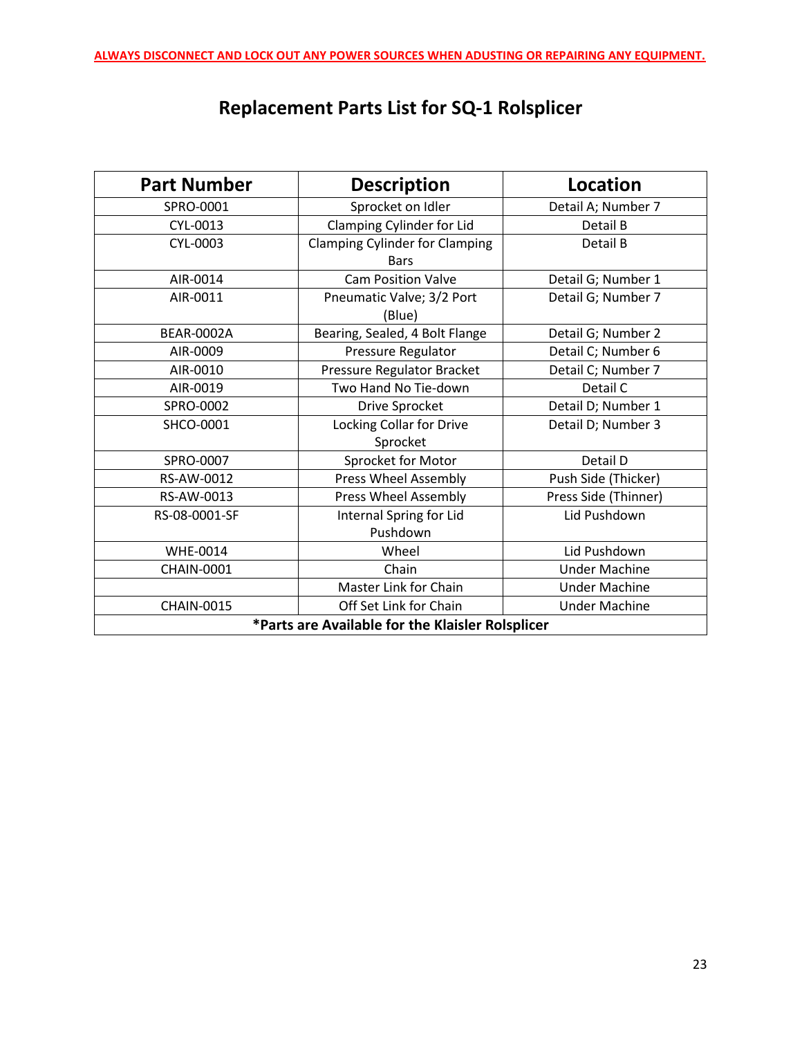**ALWAYS DISCONNECT AND LOCK OUT ANY POWER SOURCES WHEN ADUSTING OR REPAIRING ANY EQUIPMENT.**

# Replacement Parts List for SQ-1 Rolsplicer

| Part Number | Description | Location |
|---|---|---|
| SPRO-0001 | Sprocket on Idler | Detail A; Number 7 |
| CYL-0013 | Clamping Cylinder for Lid | Detail B |
| CYL-0003 | Clamping Cylinder for Clamping Bars | Detail B |
| AIR-0014 | Cam Position Valve | Detail G; Number 1 |
| AIR-0011 | Pneumatic Valve; 3/2 Port (Blue) | Detail G; Number 7 |
| BEAR-0002A | Bearing, Sealed, 4 Bolt Flange | Detail G; Number 2 |
| AIR-0009 | Pressure Regulator | Detail C; Number 6 |
| AIR-0010 | Pressure Regulator Bracket | Detail C; Number 7 |
| AIR-0019 | Two Hand No Tie-down | Detail C |
| SPRO-0002 | Drive Sprocket | Detail D; Number 1 |
| SHCO-0001 | Locking Collar for Drive Sprocket | Detail D; Number 3 |
| SPRO-0007 | Sprocket for Motor | Detail D |
| RS-AW-0012 | Press Wheel Assembly | Push Side (Thicker) |
| RS-AW-0013 | Press Wheel Assembly | Press Side (Thinner) |
| RS-08-0001-SF | Internal Spring for Lid Pushdown | Lid Pushdown |
| WHE-0014 | Wheel | Lid Pushdown |
| CHAIN-0001 | Chain | Under Machine |
| | Master Link for Chain | Under Machine |
| CHAIN-0015 | Off Set Link for Chain | Under Machine |
| **\*Parts are Available for the Klaisler Rolsplicer** | | |